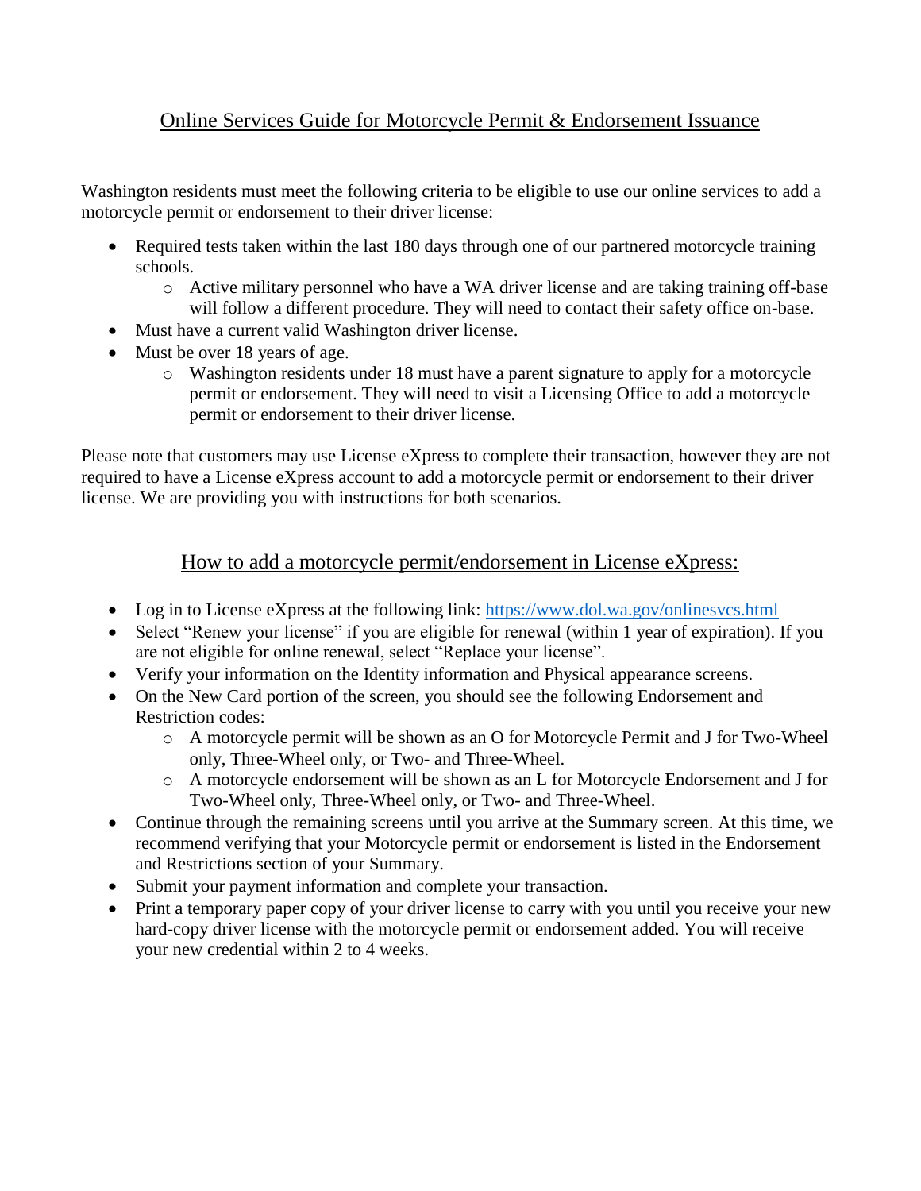# Online Services Guide for Motorcycle Permit & Endorsement Issuance

Washington residents must meet the following criteria to be eligible to use our online services to add a motorcycle permit or endorsement to their driver license:

- Required tests taken within the last 180 days through one of our partnered motorcycle training schools.
  - Active military personnel who have a WA driver license and are taking training off-base will follow a different procedure. They will need to contact their safety office on-base.
- Must have a current valid Washington driver license.
- Must be over 18 years of age.
  - Washington residents under 18 must have a parent signature to apply for a motorcycle permit or endorsement. They will need to visit a Licensing Office to add a motorcycle permit or endorsement to their driver license.

Please note that customers may use License eXpress to complete their transaction, however they are not required to have a License eXpress account to add a motorcycle permit or endorsement to their driver license. We are providing you with instructions for both scenarios.

## How to add a motorcycle permit/endorsement in License eXpress:

- Log in to License eXpress at the following link: [https://www.dol.wa.gov/onlinesvcs.html](https://www.dol.wa.gov/onlinesvcs.html)
- Select "Renew your license" if you are eligible for renewal (within 1 year of expiration). If you are not eligible for online renewal, select "Replace your license".
- Verify your information on the Identity information and Physical appearance screens.
- On the New Card portion of the screen, you should see the following Endorsement and Restriction codes:
  - A motorcycle permit will be shown as an O for Motorcycle Permit and J for Two-Wheel only, Three-Wheel only, or Two- and Three-Wheel.
  - A motorcycle endorsement will be shown as an L for Motorcycle Endorsement and J for Two-Wheel only, Three-Wheel only, or Two- and Three-Wheel.
- Continue through the remaining screens until you arrive at the Summary screen. At this time, we recommend verifying that your Motorcycle permit or endorsement is listed in the Endorsement and Restrictions section of your Summary.
- Submit your payment information and complete your transaction.
- Print a temporary paper copy of your driver license to carry with you until you receive your new hard-copy driver license with the motorcycle permit or endorsement added. You will receive your new credential within 2 to 4 weeks.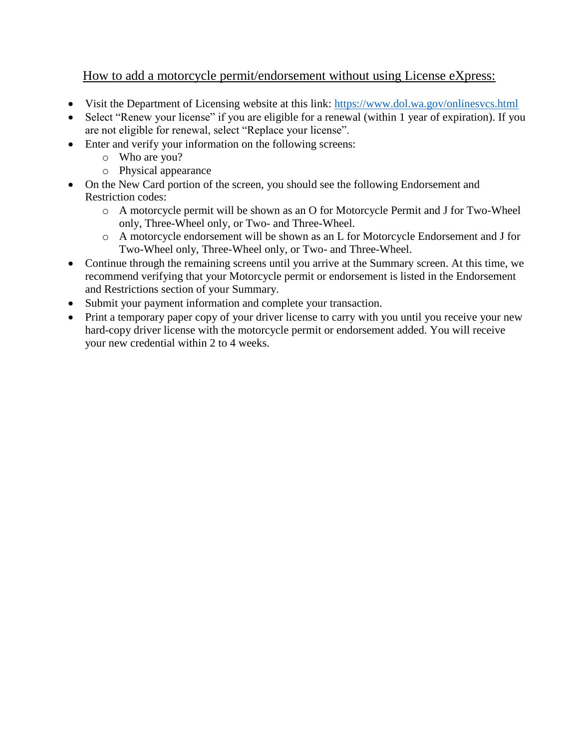## How to add a motorcycle permit/endorsement without using License eXpress:

- Visit the Department of Licensing website at this link: https://www.dol.wa.gov/onlinesvcs.html
- Select "Renew your license" if you are eligible for a renewal (within 1 year of expiration). If you are not eligible for renewal, select "Replace your license".
- Enter and verify your information on the following screens:
  - Who are you?
  - Physical appearance
- On the New Card portion of the screen, you should see the following Endorsement and Restriction codes:
  - A motorcycle permit will be shown as an O for Motorcycle Permit and J for Two-Wheel only, Three-Wheel only, or Two- and Three-Wheel.
  - A motorcycle endorsement will be shown as an L for Motorcycle Endorsement and J for Two-Wheel only, Three-Wheel only, or Two- and Three-Wheel.
- Continue through the remaining screens until you arrive at the Summary screen. At this time, we recommend verifying that your Motorcycle permit or endorsement is listed in the Endorsement and Restrictions section of your Summary.
- Submit your payment information and complete your transaction.
- Print a temporary paper copy of your driver license to carry with you until you receive your new hard-copy driver license with the motorcycle permit or endorsement added. You will receive your new credential within 2 to 4 weeks.